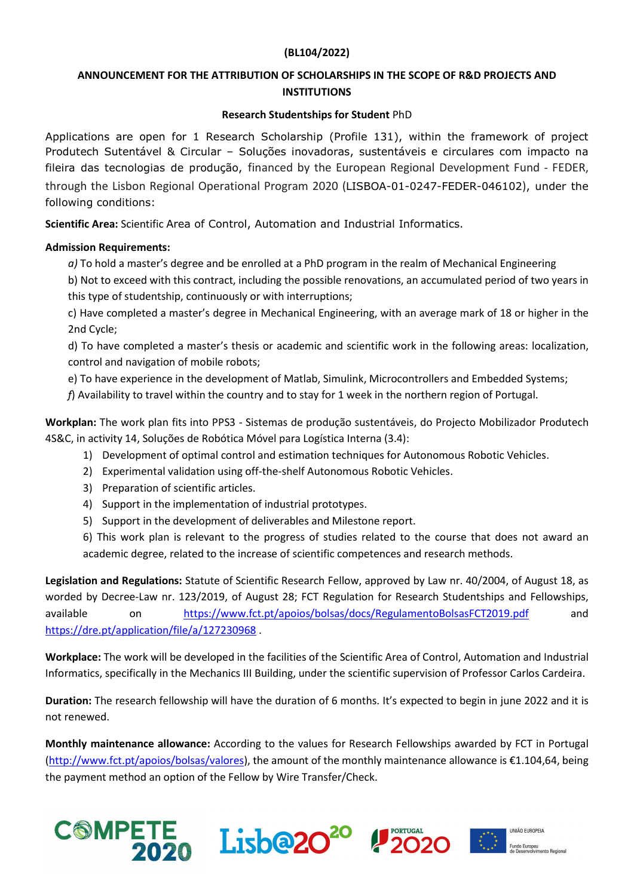**(BL104/2022)**

**ANNOUNCEMENT FOR THE ATTRIBUTION OF SCHOLARSHIPS IN THE SCOPE OF R&D PROJECTS AND INSTITUTIONS**

**Research Studentships for Student** PhD

Applications are open for 1 Research Scholarship (Profile 131), within the framework of project Produtech Sutentável & Circular – Soluções inovadoras, sustentáveis e circulares com impacto na fileira das tecnologias de produção, financed by the European Regional Development Fund - FEDER, through the Lisbon Regional Operational Program 2020 (LISBOA-01-0247-FEDER-046102), under the following conditions:

**Scientific Area:** Scientific Area of Control, Automation and Industrial Informatics.

**Admission Requirements:**

*a)* To hold a master's degree and be enrolled at a PhD program in the realm of Mechanical Engineering

b) Not to exceed with this contract, including the possible renovations, an accumulated period of two years in this type of studentship, continuously or with interruptions;

c) Have completed a master's degree in Mechanical Engineering, with an average mark of 18 or higher in the 2nd Cycle;

d) To have completed a master's thesis or academic and scientific work in the following areas: localization, control and navigation of mobile robots;

e) To have experience in the development of Matlab, Simulink, Microcontrollers and Embedded Systems;

*f)* Availability to travel within the country and to stay for 1 week in the northern region of Portugal.

**Workplan:** The work plan fits into PPS3 - Sistemas de produção sustentáveis, do Projecto Mobilizador Produtech 4S&C, in activity 14, Soluções de Robótica Móvel para Logística Interna (3.4):

1) Development of optimal control and estimation techniques for Autonomous Robotic Vehicles.
2) Experimental validation using off-the-shelf Autonomous Robotic Vehicles.
3) Preparation of scientific articles.
4) Support in the implementation of industrial prototypes.
5) Support in the development of deliverables and Milestone report.
6) This work plan is relevant to the progress of studies related to the course that does not award an academic degree, related to the increase of scientific competences and research methods.

**Legislation and Regulations:** Statute of Scientific Research Fellow, approved by Law nr. 40/2004, of August 18, as worded by Decree-Law nr. 123/2019, of August 28; FCT Regulation for Research Studentships and Fellowships, available on https://www.fct.pt/apoios/bolsas/docs/RegulamentoBolsasFCT2019.pdf and https://dre.pt/application/file/a/127230968 .

**Workplace:** The work will be developed in the facilities of the Scientific Area of Control, Automation and Industrial Informatics, specifically in the Mechanics III Building, under the scientific supervision of Professor Carlos Cardeira.

**Duration:** The research fellowship will have the duration of 6 months. It's expected to begin in june 2022 and it is not renewed.

**Monthly maintenance allowance:** According to the values for Research Fellowships awarded by FCT in Portugal (http://www.fct.pt/apoios/bolsas/valores), the amount of the monthly maintenance allowance is €1.104,64, being the payment method an option of the Fellow by Wire Transfer/Check.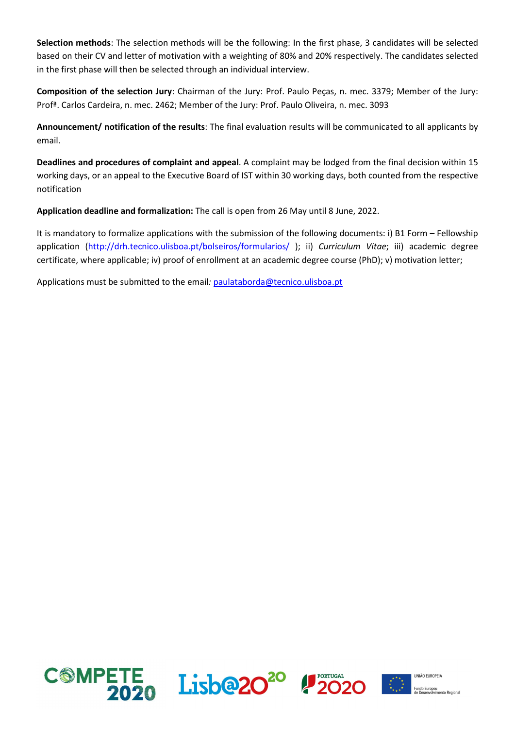**Selection methods**: The selection methods will be the following: In the first phase, 3 candidates will be selected based on their CV and letter of motivation with a weighting of 80% and 20% respectively. The candidates selected in the first phase will then be selected through an individual interview.

**Composition of the selection Jury**: Chairman of the Jury: Prof. Paulo Peças, n. mec. 3379; Member of the Jury: Profª. Carlos Cardeira, n. mec. 2462; Member of the Jury: Prof. Paulo Oliveira, n. mec. 3093

**Announcement/ notification of the results**: The final evaluation results will be communicated to all applicants by email.

**Deadlines and procedures of complaint and appeal**. A complaint may be lodged from the final decision within 15 working days, or an appeal to the Executive Board of IST within 30 working days, both counted from the respective notification

**Application deadline and formalization:** The call is open from 26 May until 8 June, 2022.

It is mandatory to formalize applications with the submission of the following documents: i) B1 Form – Fellowship application (http://drh.tecnico.ulisboa.pt/bolseiros/formularios/ ); ii) *Curriculum Vitae*; iii) academic degree certificate, where applicable; iv) proof of enrollment at an academic degree course (PhD); v) motivation letter;

Applications must be submitted to the email*:* paulataborda@tecnico.ulisboa.pt